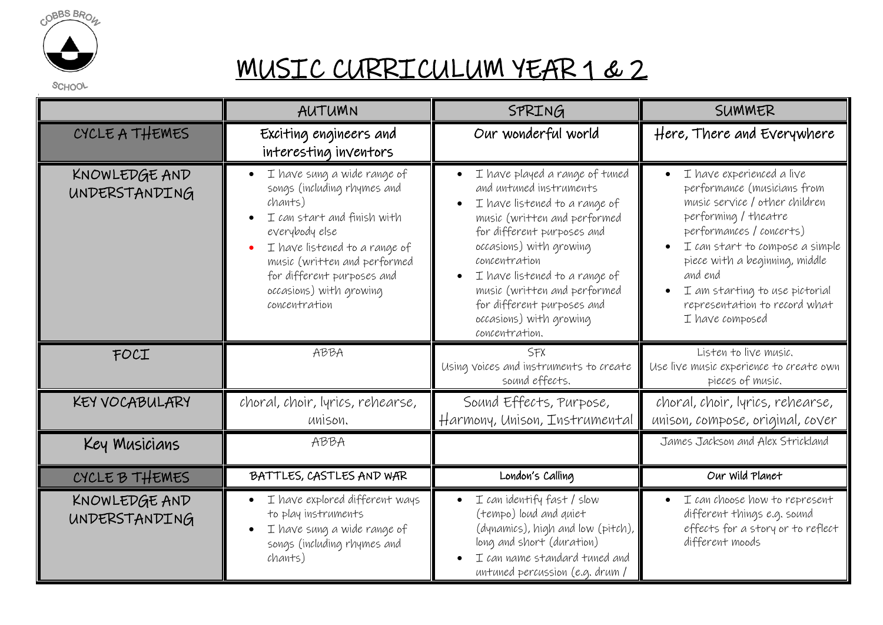COBBS BROW SCHOOL

# MUSIC CURRICULUM YEAR 1 & 2

| | AUTUMN | SPRING | SUMMER |
|---|---|---|---|
| CYCLE A THEMES | Exciting engineers and interesting inventors | Our wonderful world | Here, There and Everywhere |
| KNOWLEDGE AND UNDERSTANDING | • I have sung a wide range of songs (including rhymes and chants)<br>• I can start and finish with everybody else<br>• I have listened to a range of music (written and performed for different purposes and occasions) with growing concentration | • I have played a range of tuned and untuned instruments<br>• I have listened to a range of music (written and performed for different purposes and occasions) with growing concentration<br>• I have listened to a range of music (written and performed for different purposes and occasions) with growing concentration. | • I have experienced a live performance (musicians from music service / other children performing / theatre performances / concerts)<br>• I can start to compose a simple piece with a beginning, middle and end<br>• I am starting to use pictorial representation to record what I have composed |
| FOCI | ABBA | SFX<br>Using voices and instruments to create sound effects. | Listen to live music.<br>Use live music experience to create own pieces of music. |
| KEY VOCABULARY | choral, choir, lyrics, rehearse, unison. | Sound Effects, Purpose, Harmony, Unison, Instrumental | choral, choir, lyrics, rehearse, unison, compose, original, cover |
| Key Musicians | ABBA | | James Jackson and Alex Strickland |
| CYCLE B THEMES | BATTLES, CASTLES AND WAR | London's Calling | Our Wild Planet |
| KNOWLEDGE AND UNDERSTANDING | • I have explored different ways to play instruments<br>• I have sung a wide range of songs (including rhymes and chants) | • I can identify fast / slow (tempo) loud and quiet (dynamics), high and low (pitch), long and short (duration)<br>• I can name standard tuned and untuned percussion (e.g. drum / | • I can choose how to represent different things e.g. sound effects for a story or to reflect different moods |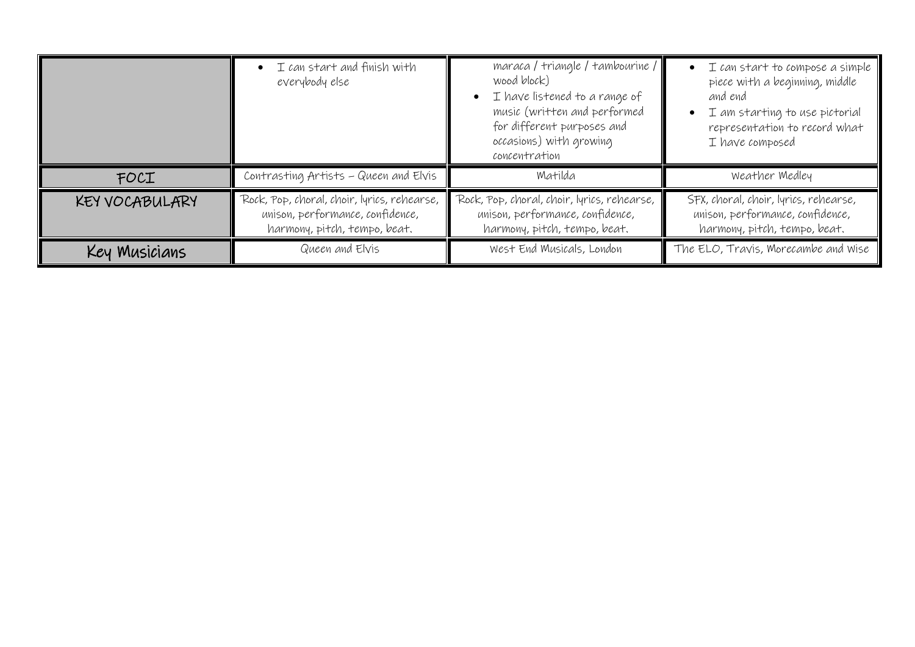| | | | |
|---|---|---|---|
| | • I can start and finish with everybody else | maraca / triangle / tambourine / wood block)<br>• I have listened to a range of music (written and performed for different purposes and occasions) with growing concentration | • I can start to compose a simple piece with a beginning, middle and end<br>• I am starting to use pictorial representation to record what I have composed |
| FOCI | Contrasting Artists – Queen and Elvis | Matilda | Weather Medley |
| KEY VOCABULARY | Rock, Pop, choral, choir, lyrics, rehearse, unison, performance, confidence, harmony, pitch, tempo, beat. | Rock, Pop, choral, choir, lyrics, rehearse, unison, performance, confidence, harmony, pitch, tempo, beat. | SFX, choral, choir, lyrics, rehearse, unison, performance, confidence, harmony, pitch, tempo, beat. |
| Key Musicians | Queen and Elvis | West End Musicals, London | The ELO, Travis, Morecambe and Wise |